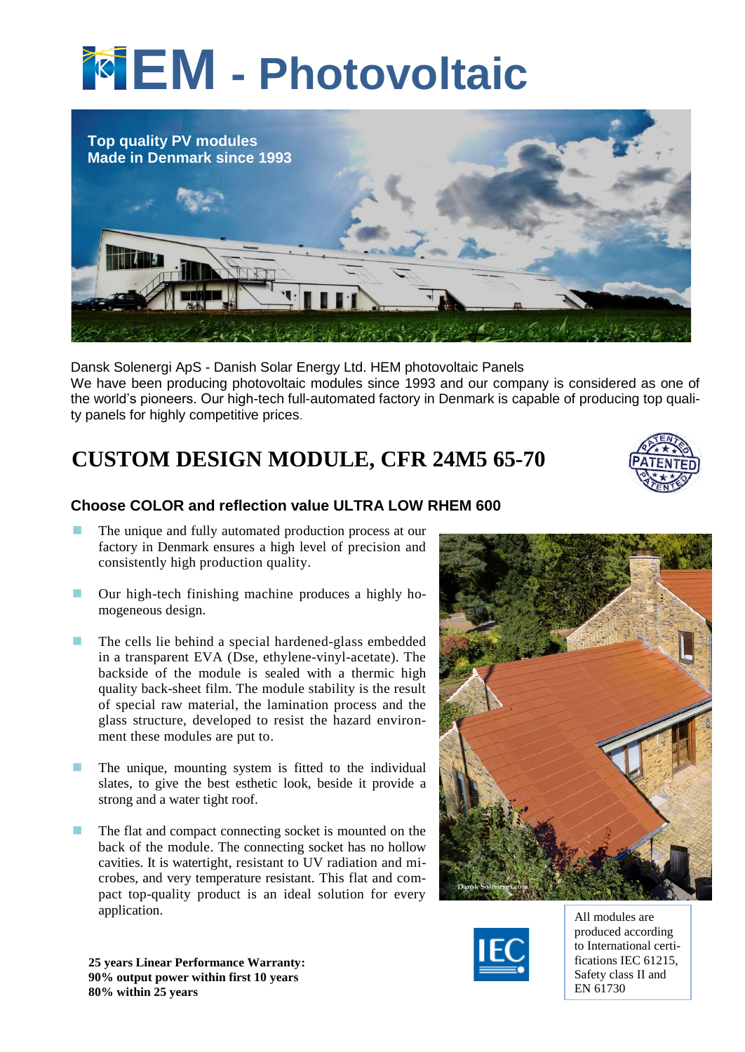# HEM - Photovoltaic

Top quality PV modules
Made in Denmark since 1993

Dansk Solenergi ApS - Danish Solar Energy Ltd. HEM photovoltaic Panels
We have been producing photovoltaic modules since 1993 and our company is considered as one of the world's pioneers. Our high-tech full-automated factory in Denmark is capable of producing top quality panels for highly competitive prices.

## CUSTOM DESIGN MODULE, CFR 24M5 65-70

### Choose COLOR and reflection value ULTRA LOW RHEM 600

- The unique and fully automated production process at our factory in Denmark ensures a high level of precision and consistently high production quality.
- Our high-tech finishing machine produces a highly homogeneous design.
- The cells lie behind a special hardened-glass embedded in a transparent EVA (Dse, ethylene-vinyl-acetate). The backside of the module is sealed with a thermic high quality back-sheet film. The module stability is the result of special raw material, the lamination process and the glass structure, developed to resist the hazard environment these modules are put to.
- The unique, mounting system is fitted to the individual slates, to give the best esthetic look, beside it provide a strong and a water tight roof.
- The flat and compact connecting socket is mounted on the back of the module. The connecting socket has no hollow cavities. It is watertight, resistant to UV radiation and microbes, and very temperature resistant. This flat and compact top-quality product is an ideal solution for every application.

**25 years Linear Performance Warranty:**
**90% output power within first 10 years**
**80% within 25 years**

All modules are produced according to International certifications IEC 61215, Safety class II and EN 61730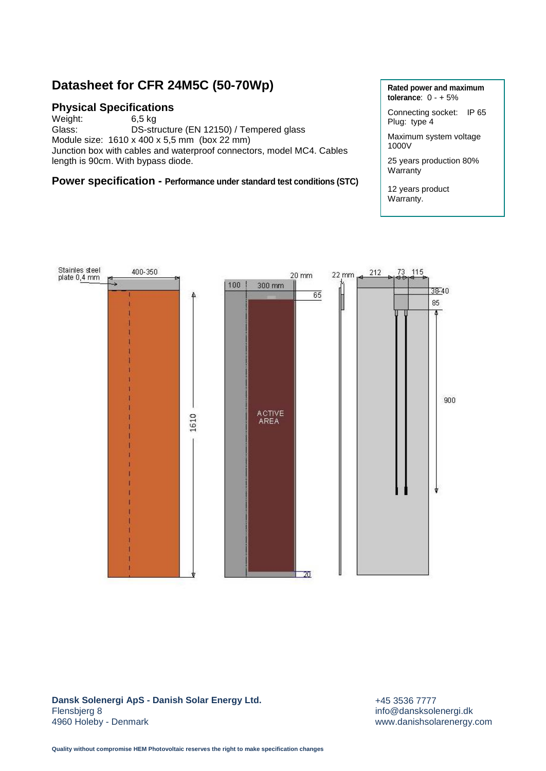# Datasheet for CFR 24M5C (50-70Wp)

## Physical Specifications

Weight: 6,5 kg
Glass: DS-structure (EN 12150) / Tempered glass
Module size: 1610 x 400 x 5,5 mm (box 22 mm)
Junction box with cables and waterproof connectors, model MC4. Cables length is 90cm. With bypass diode.

## Power specification - Performance under standard test conditions (STC)

**Rated power and maximum tolerance**: 0 - + 5%

Connecting socket: IP 65
Plug: type 4

Maximum system voltage 1000V

25 years production 80% Warranty

12 years product Warranty.

Stainles steel plate 0,4 mm
400-350
1610
100
300 mm
20 mm
65
ACTIVE AREA
20
22 mm
212
73
115
38-40
85
900

**Dansk Solenergi ApS - Danish Solar Energy Ltd.**
Flensbjerg 8
4960 Holeby - Denmark

+45 3536 7777
info@dansksolenergi.dk
www.danishsolarenergy.com

**Quality without compromise HEM Photovoltaic reserves the right to make specification changes**